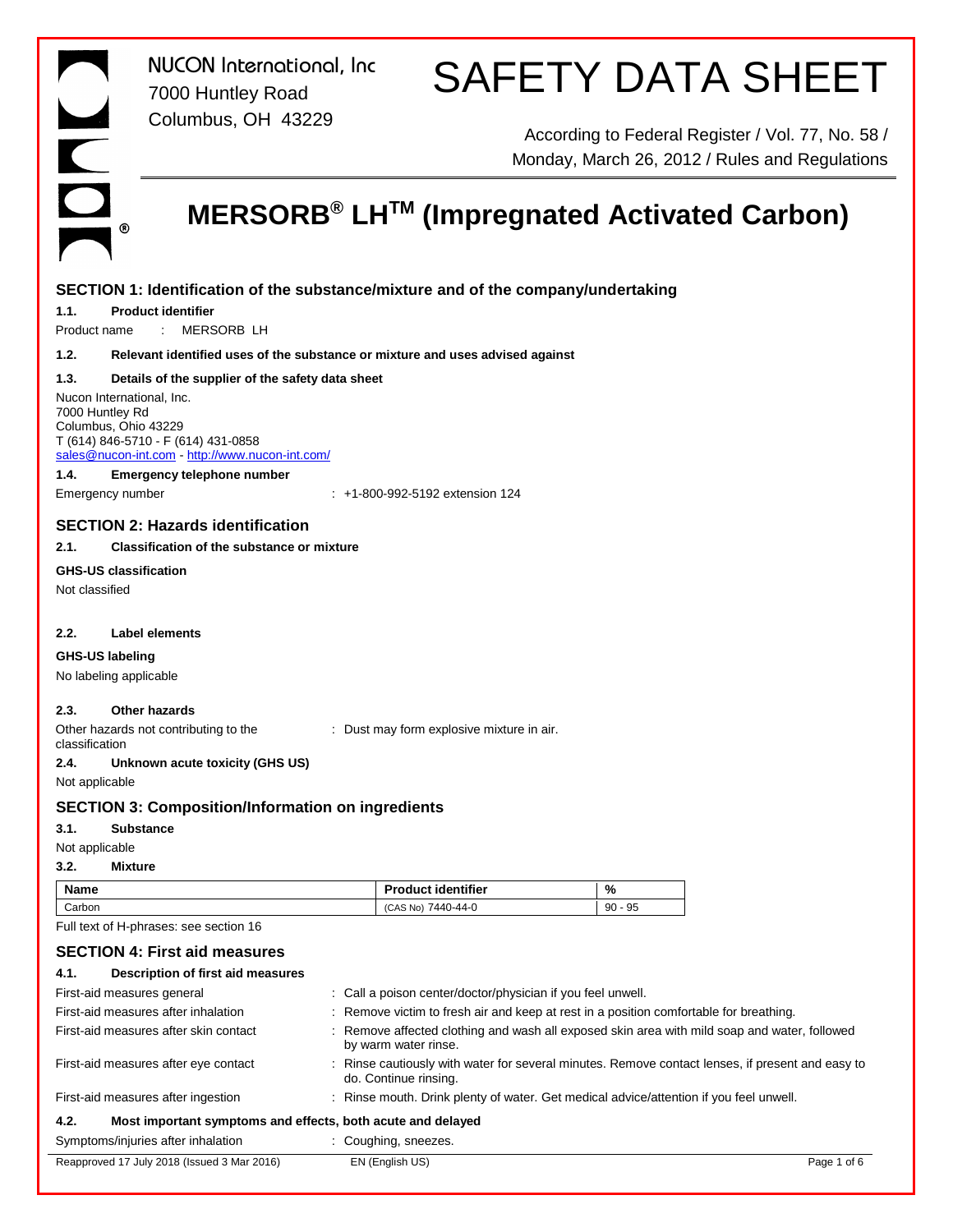NUCON International, Inc
7000 Huntley Road
Columbus, OH 43229

# SAFETY DATA SHEET

According to Federal Register / Vol. 77, No. 58 / Monday, March 26, 2012 / Rules and Regulations

# MERSORB® LH™ (Impregnated Activated Carbon)

## SECTION 1: Identification of the substance/mixture and of the company/undertaking

### 1.1. Product identifier

Product name : MERSORB LH

### 1.2. Relevant identified uses of the substance or mixture and uses advised against

### 1.3. Details of the supplier of the safety data sheet

Nucon International, Inc.
7000 Huntley Rd
Columbus, Ohio 43229
T (614) 846-5710 - F (614) 431-0858
sales@nucon-int.com - http://www.nucon-int.com/

### 1.4. Emergency telephone number

Emergency number : +1-800-992-5192 extension 124

## SECTION 2: Hazards identification

### 2.1. Classification of the substance or mixture

**GHS-US classification**

Not classified

### 2.2. Label elements

**GHS-US labeling**

No labeling applicable

### 2.3. Other hazards

Other hazards not contributing to the classification : Dust may form explosive mixture in air.

### 2.4. Unknown acute toxicity (GHS US)

Not applicable

## SECTION 3: Composition/Information on ingredients

### 3.1. Substance

Not applicable

### 3.2. Mixture

| Name | Product identifier | % |
|---|---|---|
| Carbon | (CAS No) 7440-44-0 | 90 - 95 |

Full text of H-phrases: see section 16

## SECTION 4: First aid measures

### 4.1. Description of first aid measures

First-aid measures general : Call a poison center/doctor/physician if you feel unwell.

First-aid measures after inhalation : Remove victim to fresh air and keep at rest in a position comfortable for breathing.

First-aid measures after skin contact : Remove affected clothing and wash all exposed skin area with mild soap and water, followed by warm water rinse.

First-aid measures after eye contact : Rinse cautiously with water for several minutes. Remove contact lenses, if present and easy to do. Continue rinsing.

First-aid measures after ingestion : Rinse mouth. Drink plenty of water. Get medical advice/attention if you feel unwell.

### 4.2. Most important symptoms and effects, both acute and delayed

Symptoms/injuries after inhalation : Coughing, sneezes.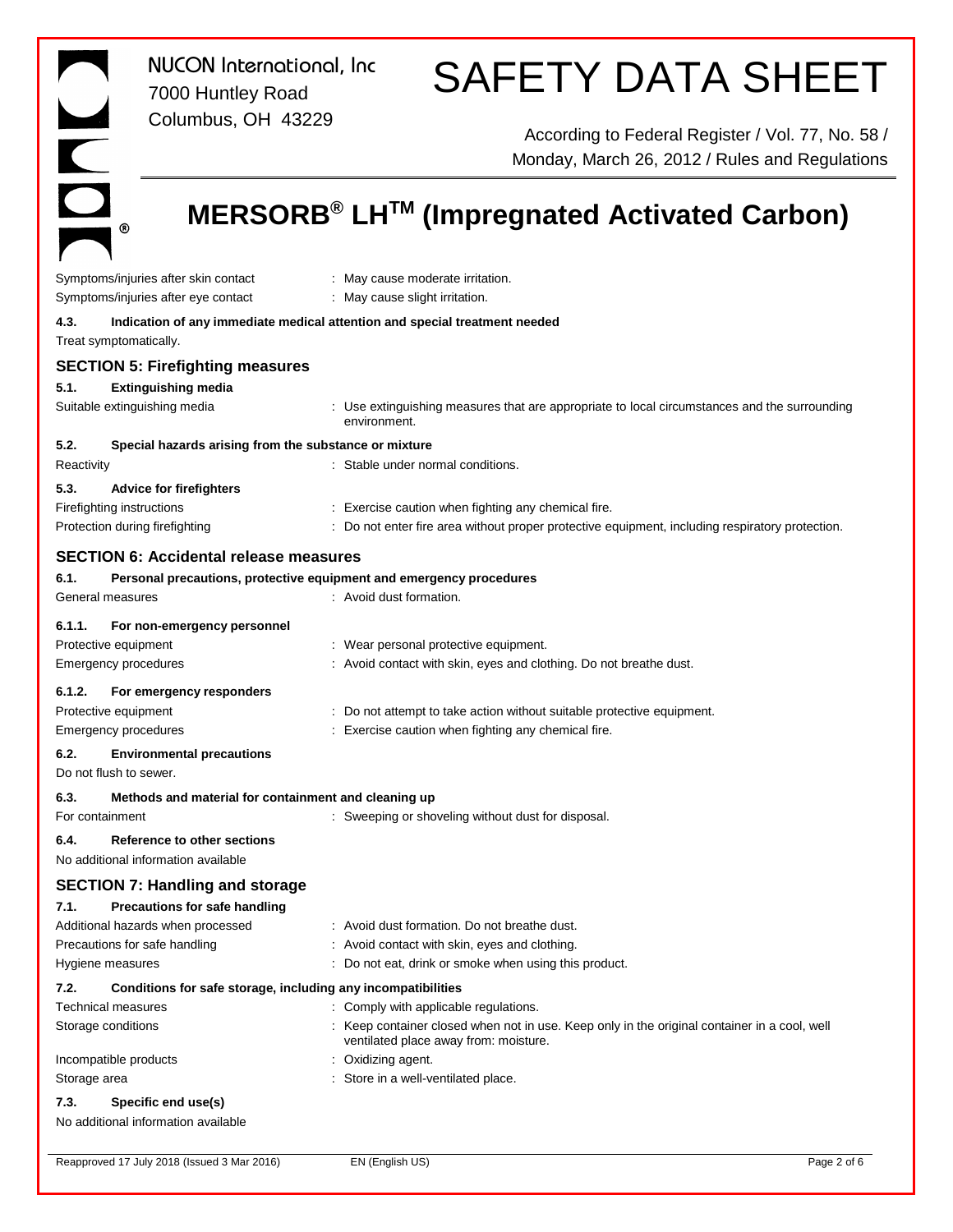Symptoms/injuries after skin contact : May cause moderate irritation.

Symptoms/injuries after eye contact : May cause slight irritation.

**4.3. Indication of any immediate medical attention and special treatment needed**

Treat symptomatically.

## SECTION 5: Firefighting measures

**5.1. Extinguishing media**

Suitable extinguishing media : Use extinguishing measures that are appropriate to local circumstances and the surrounding environment.

**5.2. Special hazards arising from the substance or mixture**

Reactivity : Stable under normal conditions.

**5.3. Advice for firefighters**

Firefighting instructions : Exercise caution when fighting any chemical fire.

Protection during firefighting : Do not enter fire area without proper protective equipment, including respiratory protection.

## SECTION 6: Accidental release measures

**6.1. Personal precautions, protective equipment and emergency procedures**

General measures : Avoid dust formation.

**6.1.1. For non-emergency personnel**

Protective equipment : Wear personal protective equipment.

Emergency procedures : Avoid contact with skin, eyes and clothing. Do not breathe dust.

**6.1.2. For emergency responders**

Protective equipment : Do not attempt to take action without suitable protective equipment.

Emergency procedures : Exercise caution when fighting any chemical fire.

**6.2. Environmental precautions**

Do not flush to sewer.

**6.3. Methods and material for containment and cleaning up**

For containment : Sweeping or shoveling without dust for disposal.

**6.4. Reference to other sections**

No additional information available

## SECTION 7: Handling and storage

**7.1. Precautions for safe handling**

Additional hazards when processed : Avoid dust formation. Do not breathe dust.

Precautions for safe handling : Avoid contact with skin, eyes and clothing.

Hygiene measures : Do not eat, drink or smoke when using this product.

**7.2. Conditions for safe storage, including any incompatibilities**

Technical measures : Comply with applicable regulations.

Storage conditions : Keep container closed when not in use. Keep only in the original container in a cool, well ventilated place away from: moisture.

Incompatible products : Oxidizing agent.

Storage area : Store in a well-ventilated place.

**7.3. Specific end use(s)**

No additional information available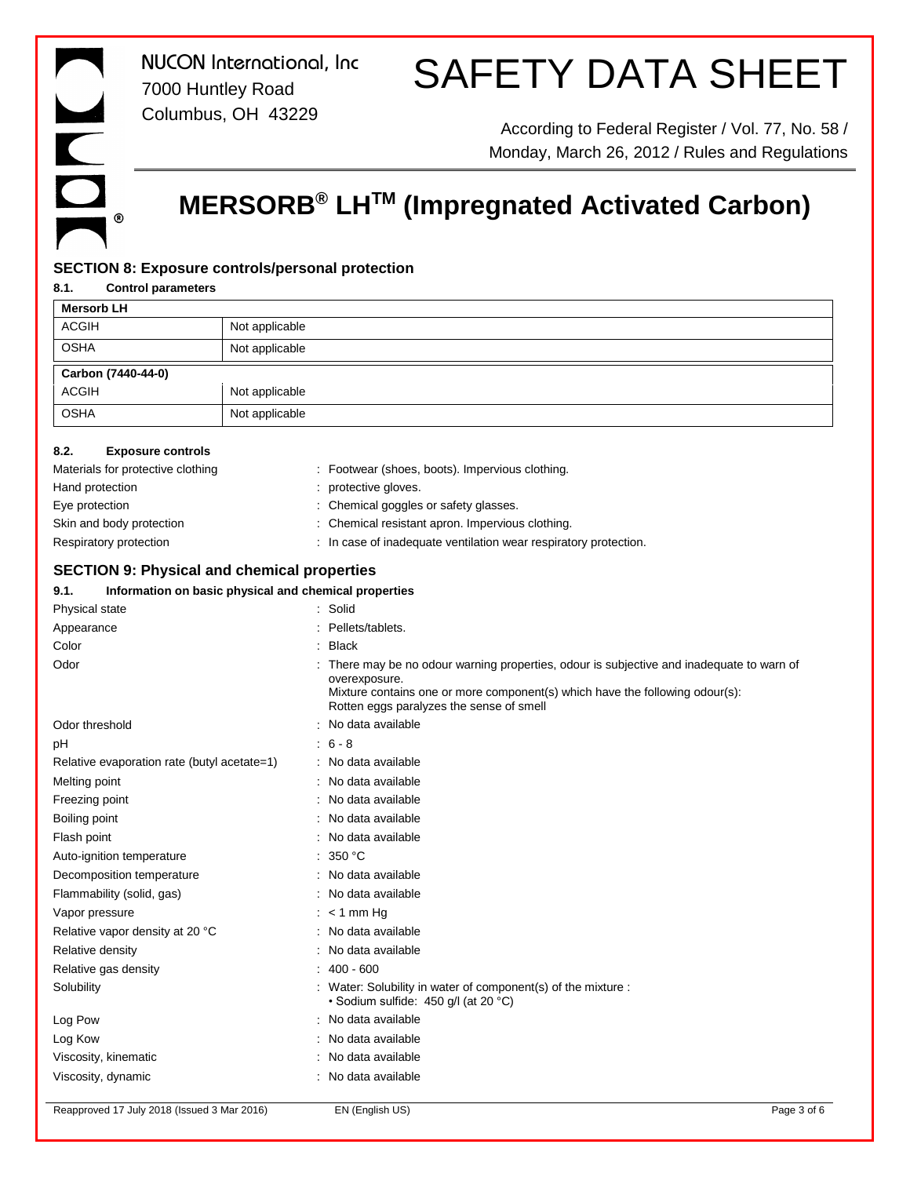## SECTION 8: Exposure controls/personal protection

### 8.1. Control parameters

| Mersorb LH | |
|---|---|
| ACGIH | Not applicable |
| OSHA | Not applicable |

| Carbon (7440-44-0) | |
|---|---|
| ACGIH | Not applicable |
| OSHA | Not applicable |

### 8.2. Exposure controls

Materials for protective clothing : Footwear (shoes, boots). Impervious clothing.

Hand protection : protective gloves.

Eye protection : Chemical goggles or safety glasses.

Skin and body protection : Chemical resistant apron. Impervious clothing.

Respiratory protection : In case of inadequate ventilation wear respiratory protection.

## SECTION 9: Physical and chemical properties

### 9.1. Information on basic physical and chemical properties

Physical state : Solid

Appearance : Pellets/tablets.

Color : Black

Odor : There may be no odour warning properties, odour is subjective and inadequate to warn of overexposure.
Mixture contains one or more component(s) which have the following odour(s):
Rotten eggs paralyzes the sense of smell

Odor threshold : No data available

pH : 6 - 8

Relative evaporation rate (butyl acetate=1) : No data available

Melting point : No data available

Freezing point : No data available

Boiling point : No data available

Flash point : No data available

Auto-ignition temperature : 350 °C

Decomposition temperature : No data available

Flammability (solid, gas) : No data available

Vapor pressure : < 1 mm Hg

Relative vapor density at 20 °C : No data available

Relative density : No data available

Relative gas density : 400 - 600

Solubility : Water: Solubility in water of component(s) of the mixture :
• Sodium sulfide: 450 g/l (at 20 °C)

Log Pow : No data available

Log Kow : No data available

Viscosity, kinematic : No data available

Viscosity, dynamic : No data available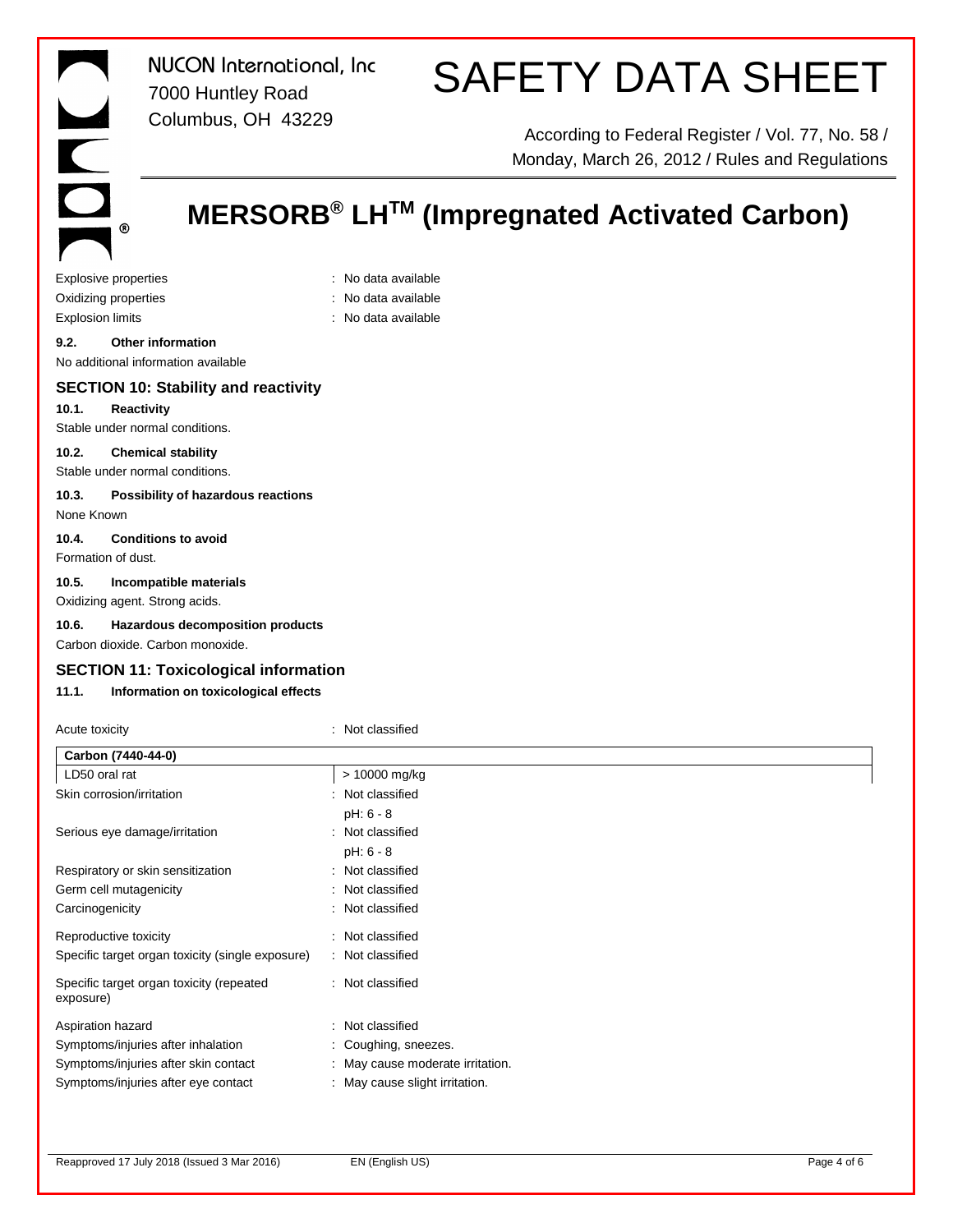Explosive properties : No data available

Oxidizing properties : No data available

Explosion limits : No data available

### 9.2. Other information

No additional information available

## SECTION 10: Stability and reactivity

### 10.1. Reactivity

Stable under normal conditions.

### 10.2. Chemical stability

Stable under normal conditions.

### 10.3. Possibility of hazardous reactions

None Known

### 10.4. Conditions to avoid

Formation of dust.

### 10.5. Incompatible materials

Oxidizing agent. Strong acids.

### 10.6. Hazardous decomposition products

Carbon dioxide. Carbon monoxide.

## SECTION 11: Toxicological information

### 11.1. Information on toxicological effects

Acute toxicity : Not classified

| **Carbon (7440-44-0)** | |
|---|---|
| LD50 oral rat | > 10000 mg/kg |

Skin corrosion/irritation : Not classified
pH: 6 - 8

Serious eye damage/irritation : Not classified
pH: 6 - 8

Respiratory or skin sensitization : Not classified

Germ cell mutagenicity : Not classified

Carcinogenicity : Not classified

Reproductive toxicity : Not classified

Specific target organ toxicity (single exposure) : Not classified

Specific target organ toxicity (repeated exposure) : Not classified

Aspiration hazard : Not classified

Symptoms/injuries after inhalation : Coughing, sneezes.

Symptoms/injuries after skin contact : May cause moderate irritation.

Symptoms/injuries after eye contact : May cause slight irritation.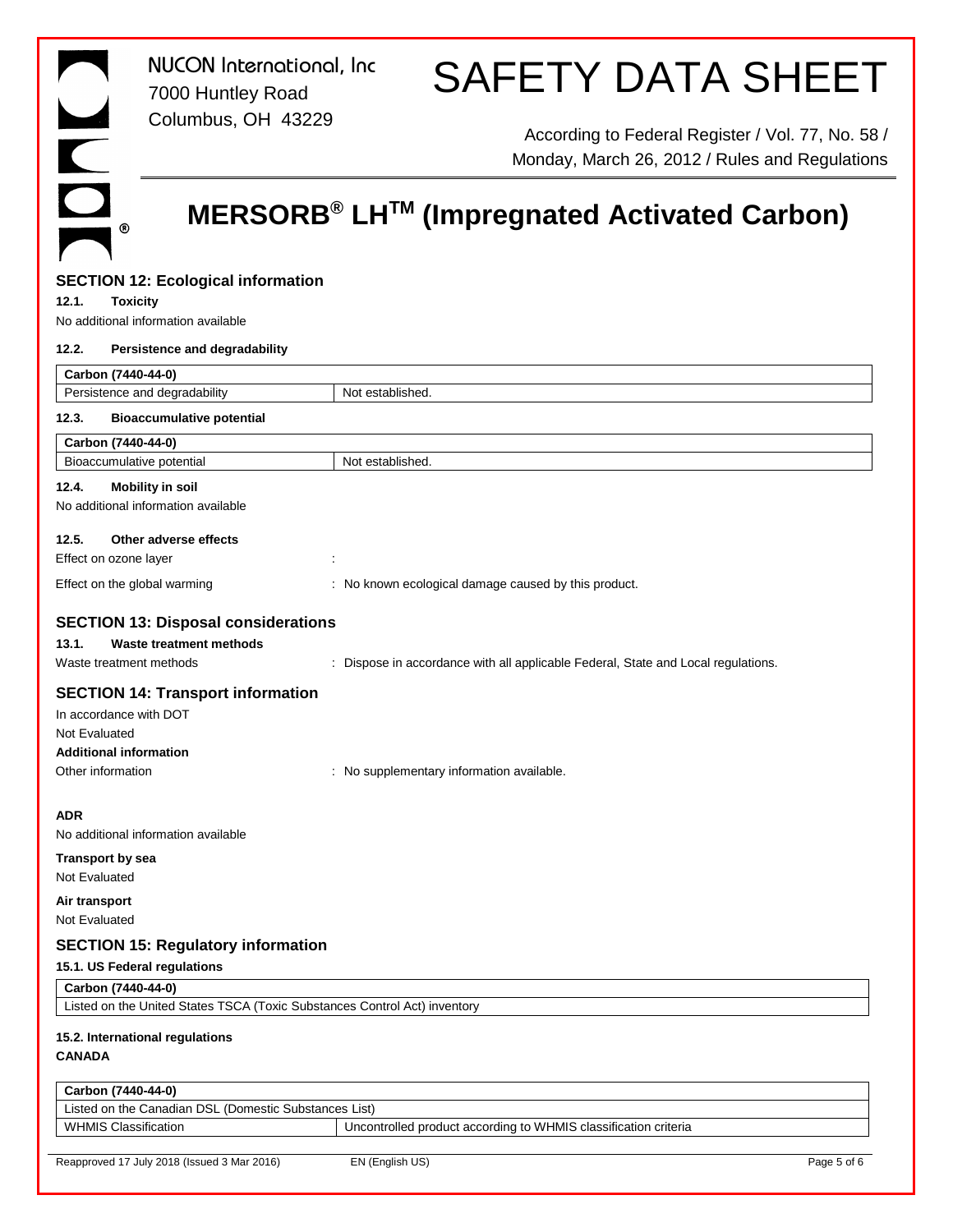## SECTION 12: Ecological information

### 12.1. Toxicity

No additional information available

### 12.2. Persistence and degradability

| Carbon (7440-44-0) | |
|---|---|
| Persistence and degradability | Not established. |

### 12.3. Bioaccumulative potential

| Carbon (7440-44-0) | |
|---|---|
| Bioaccumulative potential | Not established. |

### 12.4. Mobility in soil

No additional information available

### 12.5. Other adverse effects

Effect on ozone layer :

Effect on the global warming : No known ecological damage caused by this product.

## SECTION 13: Disposal considerations

### 13.1. Waste treatment methods

Waste treatment methods : Dispose in accordance with all applicable Federal, State and Local regulations.

## SECTION 14: Transport information

In accordance with DOT

Not Evaluated

**Additional information**

Other information : No supplementary information available.

**ADR**

No additional information available

**Transport by sea**

Not Evaluated

**Air transport**

Not Evaluated

## SECTION 15: Regulatory information

### 15.1. US Federal regulations

| Carbon (7440-44-0) |
|---|
| Listed on the United States TSCA (Toxic Substances Control Act) inventory |

### 15.2. International regulations

**CANADA**

| Carbon (7440-44-0) | |
|---|---|
| Listed on the Canadian DSL (Domestic Substances List) | |
| WHMIS Classification | Uncontrolled product according to WHMIS classification criteria |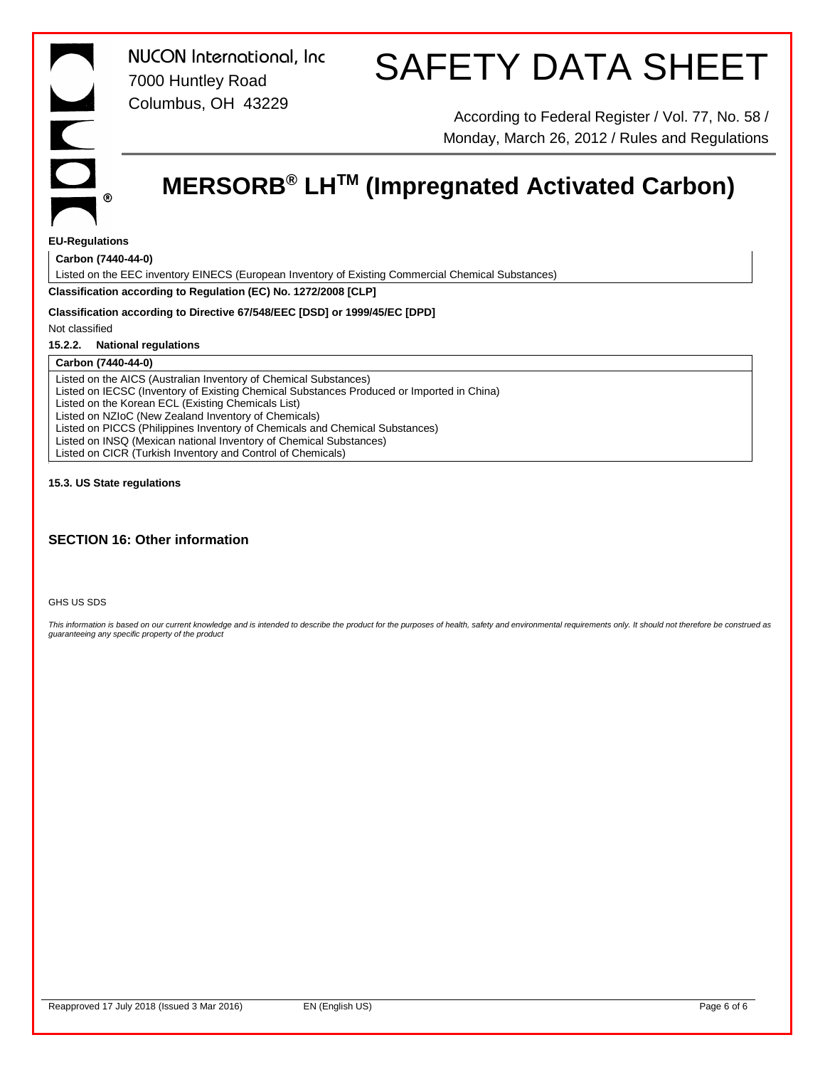**EU-Regulations**

| Carbon (7440-44-0) |
| --- |
| Listed on the EEC inventory EINECS (European Inventory of Existing Commercial Chemical Substances) |

**Classification according to Regulation (EC) No. 1272/2008 [CLP]**

**Classification according to Directive 67/548/EEC [DSD] or 1999/45/EC [DPD]**

Not classified

**15.2.2. National regulations**

| Carbon (7440-44-0) |
| --- |
| Listed on the AICS (Australian Inventory of Chemical Substances)<br>Listed on IECSC (Inventory of Existing Chemical Substances Produced or Imported in China)<br>Listed on the Korean ECL (Existing Chemicals List)<br>Listed on NZIoC (New Zealand Inventory of Chemicals)<br>Listed on PICCS (Philippines Inventory of Chemicals and Chemical Substances)<br>Listed on INSQ (Mexican national Inventory of Chemical Substances)<br>Listed on CICR (Turkish Inventory and Control of Chemicals) |

**15.3. US State regulations**

## SECTION 16: Other information

GHS US SDS

*This information is based on our current knowledge and is intended to describe the product for the purposes of health, safety and environmental requirements only. It should not therefore be construed as guaranteeing any specific property of the product*